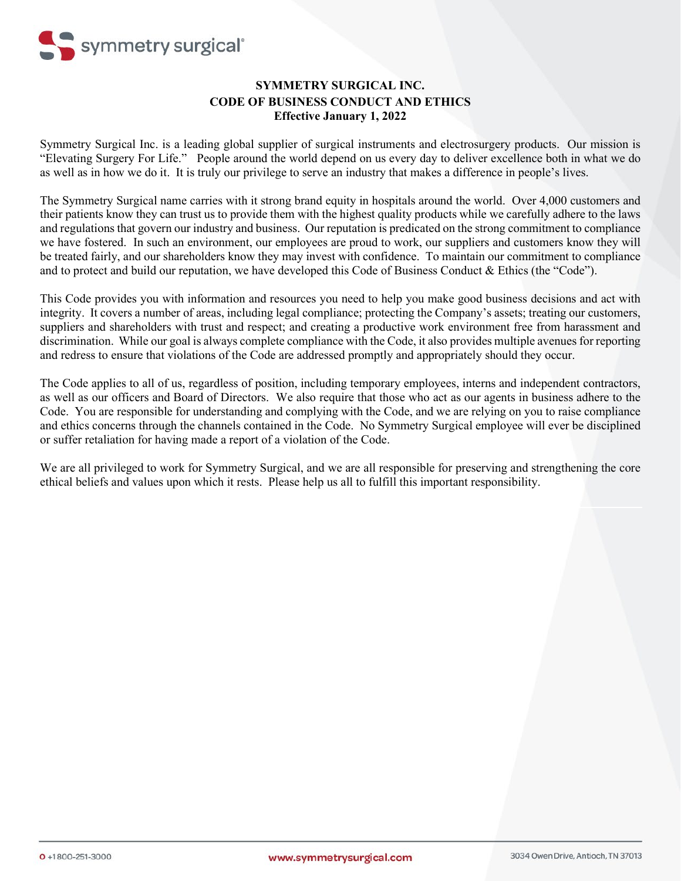# SYMMETRY SURGICAL INC.
## CODE OF BUSINESS CONDUCT AND ETHICS
**Effective January 1, 2022**

Symmetry Surgical Inc. is a leading global supplier of surgical instruments and electrosurgery products. Our mission is "Elevating Surgery For Life." People around the world depend on us every day to deliver excellence both in what we do as well as in how we do it. It is truly our privilege to serve an industry that makes a difference in people's lives.

The Symmetry Surgical name carries with it strong brand equity in hospitals around the world. Over 4,000 customers and their patients know they can trust us to provide them with the highest quality products while we carefully adhere to the laws and regulations that govern our industry and business. Our reputation is predicated on the strong commitment to compliance we have fostered. In such an environment, our employees are proud to work, our suppliers and customers know they will be treated fairly, and our shareholders know they may invest with confidence. To maintain our commitment to compliance and to protect and build our reputation, we have developed this Code of Business Conduct & Ethics (the "Code").

This Code provides you with information and resources you need to help you make good business decisions and act with integrity. It covers a number of areas, including legal compliance; protecting the Company's assets; treating our customers, suppliers and shareholders with trust and respect; and creating a productive work environment free from harassment and discrimination. While our goal is always complete compliance with the Code, it also provides multiple avenues for reporting and redress to ensure that violations of the Code are addressed promptly and appropriately should they occur.

The Code applies to all of us, regardless of position, including temporary employees, interns and independent contractors, as well as our officers and Board of Directors. We also require that those who act as our agents in business adhere to the Code. You are responsible for understanding and complying with the Code, and we are relying on you to raise compliance and ethics concerns through the channels contained in the Code. No Symmetry Surgical employee will ever be disciplined or suffer retaliation for having made a report of a violation of the Code.

We are all privileged to work for Symmetry Surgical, and we are all responsible for preserving and strengthening the core ethical beliefs and values upon which it rests. Please help us all to fulfill this important responsibility.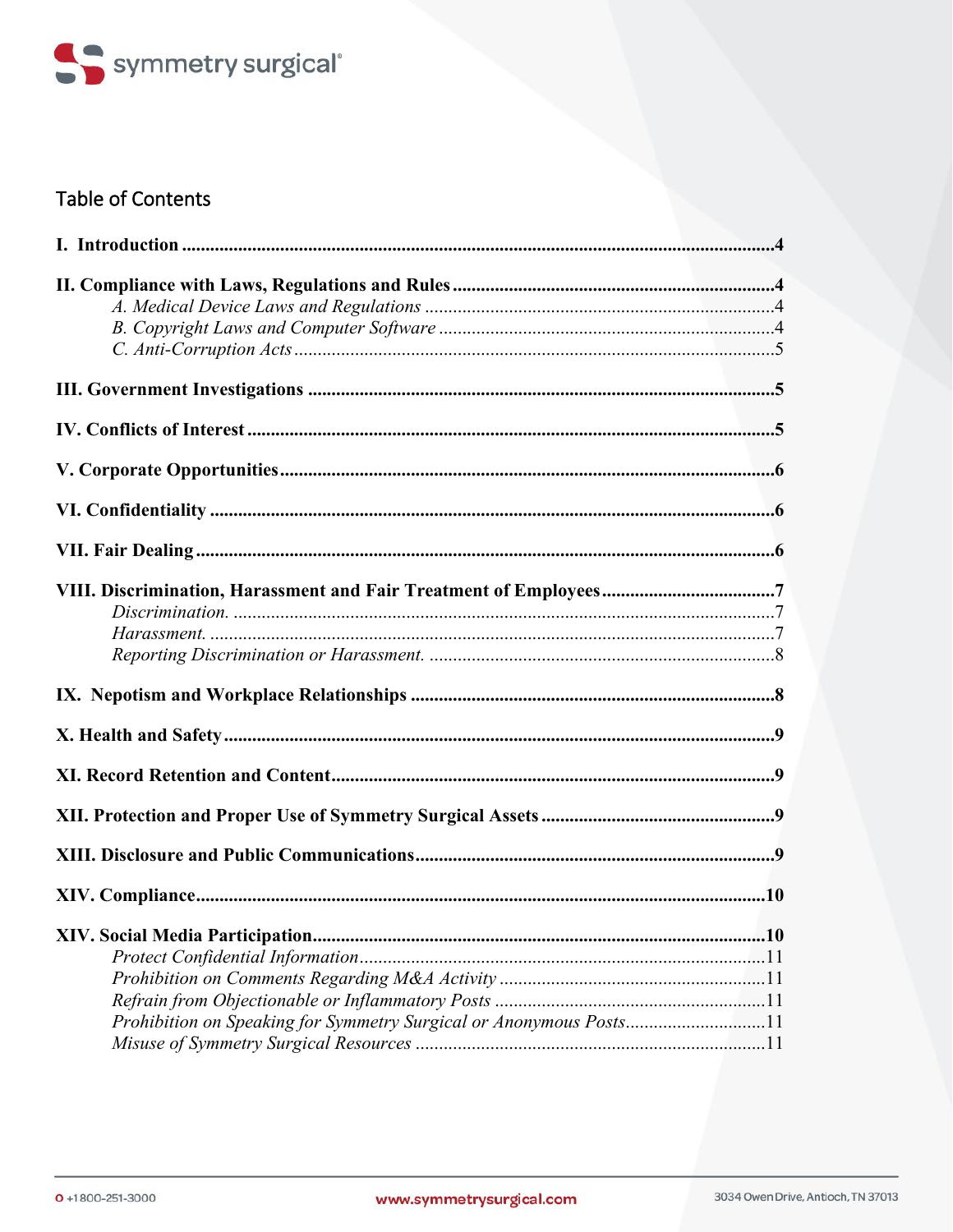## Table of Contents

**I. Introduction** .............................................................................................................4

**II. Compliance with Laws, Regulations and Rules** .....................................................4

*A. Medical Device Laws and Regulations* ..............................................................4

*B. Copyright Laws and Computer Software* ...........................................................4

*C. Anti-Corruption Acts* .......................................................................................5

**III. Government Investigations** ...................................................................................5

**IV. Conflicts of Interest** ...............................................................................................5

**V. Corporate Opportunities** .........................................................................................6

**VI. Confidentiality** .......................................................................................................6

**VII. Fair Dealing** ..........................................................................................................6

**VIII. Discrimination, Harassment and Fair Treatment of Employees** ..........................7

*Discrimination.* ......................................................................................................7

*Harassment.* ...........................................................................................................7

*Reporting Discrimination or Harassment.* ................................................................8

**IX. Nepotism and Workplace Relationships** ................................................................8

**X. Health and Safety** ....................................................................................................9

**XI. Record Retention and Content** ..............................................................................9

**XII. Protection and Proper Use of Symmetry Surgical Assets** ....................................9

**XIII. Disclosure and Public Communications** ..............................................................9

**XIV. Compliance** .........................................................................................................10

**XIV. Social Media Participation** .................................................................................10

*Protect Confidential Information* ............................................................................11

*Prohibition on Comments Regarding M&A Activity* ..............................................11

*Refrain from Objectionable or Inflammatory Posts* ................................................11

*Prohibition on Speaking for Symmetry Surgical or Anonymous Posts* ....................11

*Misuse of Symmetry Surgical Resources* ................................................................11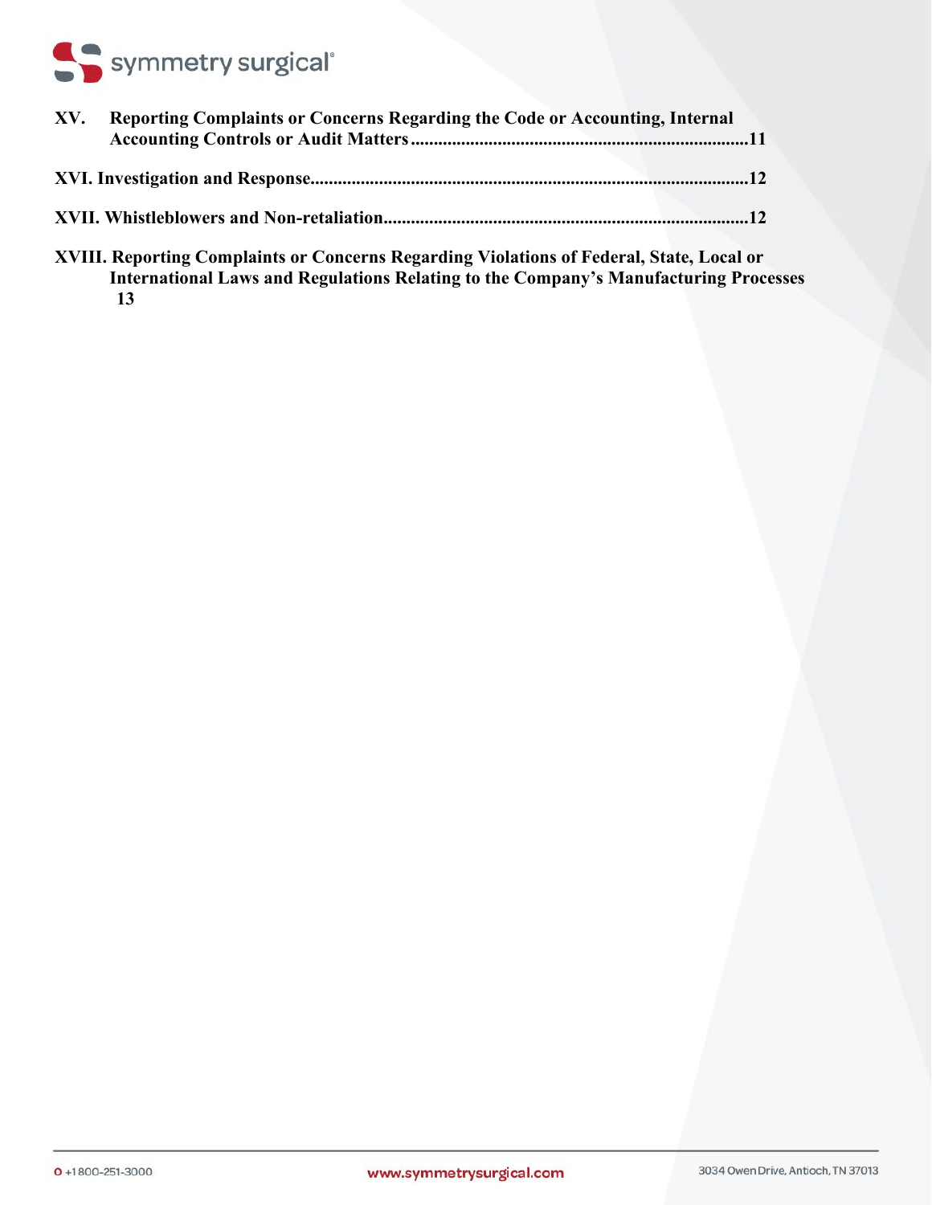**XV. Reporting Complaints or Concerns Regarding the Code or Accounting, Internal Accounting Controls or Audit Matters ..........................................................................11**

**XVI. Investigation and Response...............................................................................................12**

**XVII. Whistleblowers and Non-retaliation................................................................................12**

**XVIII. Reporting Complaints or Concerns Regarding Violations of Federal, State, Local or International Laws and Regulations Relating to the Company's Manufacturing Processes 13**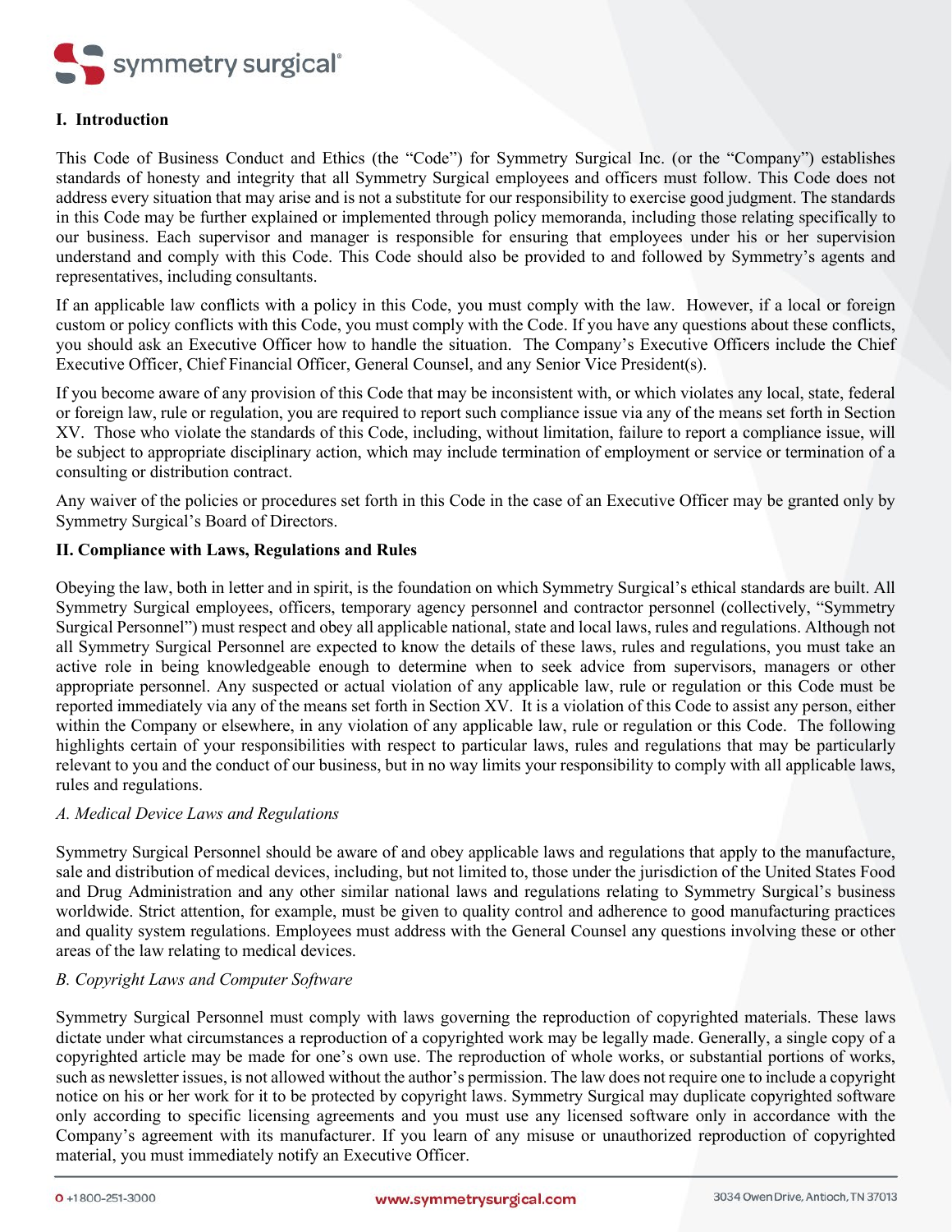## I. Introduction

This Code of Business Conduct and Ethics (the "Code") for Symmetry Surgical Inc. (or the "Company") establishes standards of honesty and integrity that all Symmetry Surgical employees and officers must follow. This Code does not address every situation that may arise and is not a substitute for our responsibility to exercise good judgment. The standards in this Code may be further explained or implemented through policy memoranda, including those relating specifically to our business. Each supervisor and manager is responsible for ensuring that employees under his or her supervision understand and comply with this Code. This Code should also be provided to and followed by Symmetry's agents and representatives, including consultants.

If an applicable law conflicts with a policy in this Code, you must comply with the law. However, if a local or foreign custom or policy conflicts with this Code, you must comply with the Code. If you have any questions about these conflicts, you should ask an Executive Officer how to handle the situation. The Company's Executive Officers include the Chief Executive Officer, Chief Financial Officer, General Counsel, and any Senior Vice President(s).

If you become aware of any provision of this Code that may be inconsistent with, or which violates any local, state, federal or foreign law, rule or regulation, you are required to report such compliance issue via any of the means set forth in Section XV. Those who violate the standards of this Code, including, without limitation, failure to report a compliance issue, will be subject to appropriate disciplinary action, which may include termination of employment or service or termination of a consulting or distribution contract.

Any waiver of the policies or procedures set forth in this Code in the case of an Executive Officer may be granted only by Symmetry Surgical's Board of Directors.

## II. Compliance with Laws, Regulations and Rules

Obeying the law, both in letter and in spirit, is the foundation on which Symmetry Surgical's ethical standards are built. All Symmetry Surgical employees, officers, temporary agency personnel and contractor personnel (collectively, "Symmetry Surgical Personnel") must respect and obey all applicable national, state and local laws, rules and regulations. Although not all Symmetry Surgical Personnel are expected to know the details of these laws, rules and regulations, you must take an active role in being knowledgeable enough to determine when to seek advice from supervisors, managers or other appropriate personnel. Any suspected or actual violation of any applicable law, rule or regulation or this Code must be reported immediately via any of the means set forth in Section XV. It is a violation of this Code to assist any person, either within the Company or elsewhere, in any violation of any applicable law, rule or regulation or this Code. The following highlights certain of your responsibilities with respect to particular laws, rules and regulations that may be particularly relevant to you and the conduct of our business, but in no way limits your responsibility to comply with all applicable laws, rules and regulations.

### *A. Medical Device Laws and Regulations*

Symmetry Surgical Personnel should be aware of and obey applicable laws and regulations that apply to the manufacture, sale and distribution of medical devices, including, but not limited to, those under the jurisdiction of the United States Food and Drug Administration and any other similar national laws and regulations relating to Symmetry Surgical's business worldwide. Strict attention, for example, must be given to quality control and adherence to good manufacturing practices and quality system regulations. Employees must address with the General Counsel any questions involving these or other areas of the law relating to medical devices.

### *B. Copyright Laws and Computer Software*

Symmetry Surgical Personnel must comply with laws governing the reproduction of copyrighted materials. These laws dictate under what circumstances a reproduction of a copyrighted work may be legally made. Generally, a single copy of a copyrighted article may be made for one's own use. The reproduction of whole works, or substantial portions of works, such as newsletter issues, is not allowed without the author's permission. The law does not require one to include a copyright notice on his or her work for it to be protected by copyright laws. Symmetry Surgical may duplicate copyrighted software only according to specific licensing agreements and you must use any licensed software only in accordance with the Company's agreement with its manufacturer. If you learn of any misuse or unauthorized reproduction of copyrighted material, you must immediately notify an Executive Officer.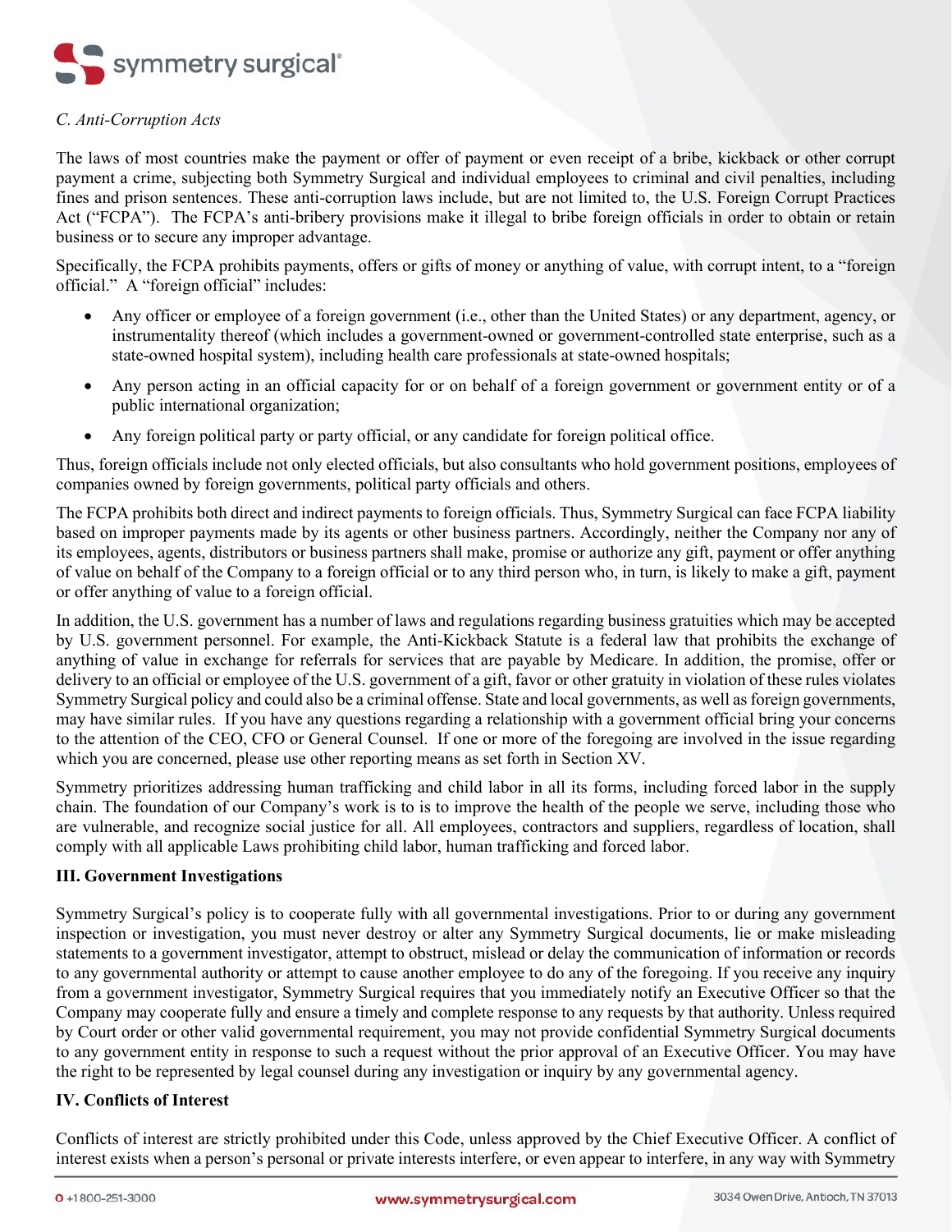*C. Anti-Corruption Acts*

The laws of most countries make the payment or offer of payment or even receipt of a bribe, kickback or other corrupt payment a crime, subjecting both Symmetry Surgical and individual employees to criminal and civil penalties, including fines and prison sentences. These anti-corruption laws include, but are not limited to, the U.S. Foreign Corrupt Practices Act ("FCPA"). The FCPA's anti-bribery provisions make it illegal to bribe foreign officials in order to obtain or retain business or to secure any improper advantage.

Specifically, the FCPA prohibits payments, offers or gifts of money or anything of value, with corrupt intent, to a "foreign official." A "foreign official" includes:

- Any officer or employee of a foreign government (i.e., other than the United States) or any department, agency, or instrumentality thereof (which includes a government-owned or government-controlled state enterprise, such as a state-owned hospital system), including health care professionals at state-owned hospitals;
- Any person acting in an official capacity for or on behalf of a foreign government or government entity or of a public international organization;
- Any foreign political party or party official, or any candidate for foreign political office.

Thus, foreign officials include not only elected officials, but also consultants who hold government positions, employees of companies owned by foreign governments, political party officials and others.

The FCPA prohibits both direct and indirect payments to foreign officials. Thus, Symmetry Surgical can face FCPA liability based on improper payments made by its agents or other business partners. Accordingly, neither the Company nor any of its employees, agents, distributors or business partners shall make, promise or authorize any gift, payment or offer anything of value on behalf of the Company to a foreign official or to any third person who, in turn, is likely to make a gift, payment or offer anything of value to a foreign official.

In addition, the U.S. government has a number of laws and regulations regarding business gratuities which may be accepted by U.S. government personnel. For example, the Anti-Kickback Statute is a federal law that prohibits the exchange of anything of value in exchange for referrals for services that are payable by Medicare. In addition, the promise, offer or delivery to an official or employee of the U.S. government of a gift, favor or other gratuity in violation of these rules violates Symmetry Surgical policy and could also be a criminal offense. State and local governments, as well as foreign governments, may have similar rules. If you have any questions regarding a relationship with a government official bring your concerns to the attention of the CEO, CFO or General Counsel. If one or more of the foregoing are involved in the issue regarding which you are concerned, please use other reporting means as set forth in Section XV.

Symmetry prioritizes addressing human trafficking and child labor in all its forms, including forced labor in the supply chain. The foundation of our Company's work is to is to improve the health of the people we serve, including those who are vulnerable, and recognize social justice for all. All employees, contractors and suppliers, regardless of location, shall comply with all applicable Laws prohibiting child labor, human trafficking and forced labor.

## III. Government Investigations

Symmetry Surgical's policy is to cooperate fully with all governmental investigations. Prior to or during any government inspection or investigation, you must never destroy or alter any Symmetry Surgical documents, lie or make misleading statements to a government investigator, attempt to obstruct, mislead or delay the communication of information or records to any governmental authority or attempt to cause another employee to do any of the foregoing. If you receive any inquiry from a government investigator, Symmetry Surgical requires that you immediately notify an Executive Officer so that the Company may cooperate fully and ensure a timely and complete response to any requests by that authority. Unless required by Court order or other valid governmental requirement, you may not provide confidential Symmetry Surgical documents to any government entity in response to such a request without the prior approval of an Executive Officer. You may have the right to be represented by legal counsel during any investigation or inquiry by any governmental agency.

## IV. Conflicts of Interest

Conflicts of interest are strictly prohibited under this Code, unless approved by the Chief Executive Officer. A conflict of interest exists when a person's personal or private interests interfere, or even appear to interfere, in any way with Symmetry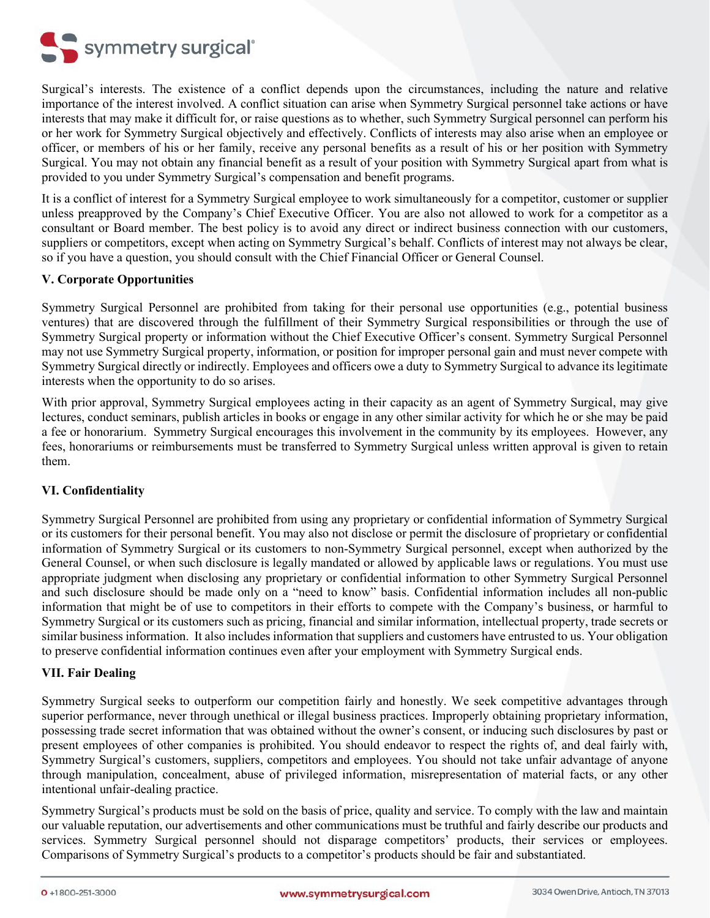Surgical's interests. The existence of a conflict depends upon the circumstances, including the nature and relative importance of the interest involved. A conflict situation can arise when Symmetry Surgical personnel take actions or have interests that may make it difficult for, or raise questions as to whether, such Symmetry Surgical personnel can perform his or her work for Symmetry Surgical objectively and effectively. Conflicts of interests may also arise when an employee or officer, or members of his or her family, receive any personal benefits as a result of his or her position with Symmetry Surgical. You may not obtain any financial benefit as a result of your position with Symmetry Surgical apart from what is provided to you under Symmetry Surgical's compensation and benefit programs.

It is a conflict of interest for a Symmetry Surgical employee to work simultaneously for a competitor, customer or supplier unless preapproved by the Company's Chief Executive Officer. You are also not allowed to work for a competitor as a consultant or Board member. The best policy is to avoid any direct or indirect business connection with our customers, suppliers or competitors, except when acting on Symmetry Surgical's behalf. Conflicts of interest may not always be clear, so if you have a question, you should consult with the Chief Financial Officer or General Counsel.

## V. Corporate Opportunities

Symmetry Surgical Personnel are prohibited from taking for their personal use opportunities (e.g., potential business ventures) that are discovered through the fulfillment of their Symmetry Surgical responsibilities or through the use of Symmetry Surgical property or information without the Chief Executive Officer's consent. Symmetry Surgical Personnel may not use Symmetry Surgical property, information, or position for improper personal gain and must never compete with Symmetry Surgical directly or indirectly. Employees and officers owe a duty to Symmetry Surgical to advance its legitimate interests when the opportunity to do so arises.

With prior approval, Symmetry Surgical employees acting in their capacity as an agent of Symmetry Surgical, may give lectures, conduct seminars, publish articles in books or engage in any other similar activity for which he or she may be paid a fee or honorarium. Symmetry Surgical encourages this involvement in the community by its employees. However, any fees, honorariums or reimbursements must be transferred to Symmetry Surgical unless written approval is given to retain them.

## VI. Confidentiality

Symmetry Surgical Personnel are prohibited from using any proprietary or confidential information of Symmetry Surgical or its customers for their personal benefit. You may also not disclose or permit the disclosure of proprietary or confidential information of Symmetry Surgical or its customers to non-Symmetry Surgical personnel, except when authorized by the General Counsel, or when such disclosure is legally mandated or allowed by applicable laws or regulations. You must use appropriate judgment when disclosing any proprietary or confidential information to other Symmetry Surgical Personnel and such disclosure should be made only on a "need to know" basis. Confidential information includes all non-public information that might be of use to competitors in their efforts to compete with the Company's business, or harmful to Symmetry Surgical or its customers such as pricing, financial and similar information, intellectual property, trade secrets or similar business information. It also includes information that suppliers and customers have entrusted to us. Your obligation to preserve confidential information continues even after your employment with Symmetry Surgical ends.

## VII. Fair Dealing

Symmetry Surgical seeks to outperform our competition fairly and honestly. We seek competitive advantages through superior performance, never through unethical or illegal business practices. Improperly obtaining proprietary information, possessing trade secret information that was obtained without the owner's consent, or inducing such disclosures by past or present employees of other companies is prohibited. You should endeavor to respect the rights of, and deal fairly with, Symmetry Surgical's customers, suppliers, competitors and employees. You should not take unfair advantage of anyone through manipulation, concealment, abuse of privileged information, misrepresentation of material facts, or any other intentional unfair-dealing practice.

Symmetry Surgical's products must be sold on the basis of price, quality and service. To comply with the law and maintain our valuable reputation, our advertisements and other communications must be truthful and fairly describe our products and services. Symmetry Surgical personnel should not disparage competitors' products, their services or employees. Comparisons of Symmetry Surgical's products to a competitor's products should be fair and substantiated.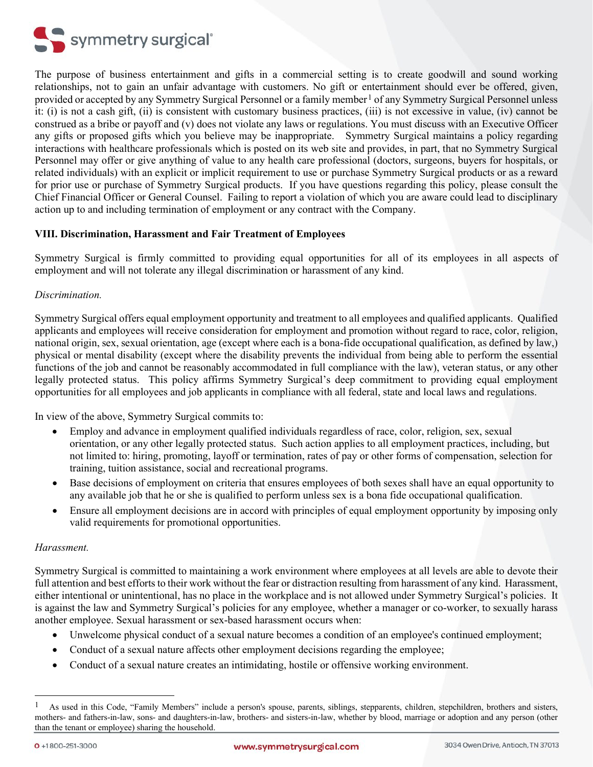The purpose of business entertainment and gifts in a commercial setting is to create goodwill and sound working relationships, not to gain an unfair advantage with customers. No gift or entertainment should ever be offered, given, provided or accepted by any Symmetry Surgical Personnel or a family member[1] of any Symmetry Surgical Personnel unless it: (i) is not a cash gift, (ii) is consistent with customary business practices, (iii) is not excessive in value, (iv) cannot be construed as a bribe or payoff and (v) does not violate any laws or regulations. You must discuss with an Executive Officer any gifts or proposed gifts which you believe may be inappropriate. Symmetry Surgical maintains a policy regarding interactions with healthcare professionals which is posted on its web site and provides, in part, that no Symmetry Surgical Personnel may offer or give anything of value to any health care professional (doctors, surgeons, buyers for hospitals, or related individuals) with an explicit or implicit requirement to use or purchase Symmetry Surgical products or as a reward for prior use or purchase of Symmetry Surgical products. If you have questions regarding this policy, please consult the Chief Financial Officer or General Counsel. Failing to report a violation of which you are aware could lead to disciplinary action up to and including termination of employment or any contract with the Company.

**VIII. Discrimination, Harassment and Fair Treatment of Employees**

Symmetry Surgical is firmly committed to providing equal opportunities for all of its employees in all aspects of employment and will not tolerate any illegal discrimination or harassment of any kind.

*Discrimination.*

Symmetry Surgical offers equal employment opportunity and treatment to all employees and qualified applicants. Qualified applicants and employees will receive consideration for employment and promotion without regard to race, color, religion, national origin, sex, sexual orientation, age (except where each is a bona-fide occupational qualification, as defined by law,) physical or mental disability (except where the disability prevents the individual from being able to perform the essential functions of the job and cannot be reasonably accommodated in full compliance with the law), veteran status, or any other legally protected status. This policy affirms Symmetry Surgical's deep commitment to providing equal employment opportunities for all employees and job applicants in compliance with all federal, state and local laws and regulations.

In view of the above, Symmetry Surgical commits to:

- Employ and advance in employment qualified individuals regardless of race, color, religion, sex, sexual orientation, or any other legally protected status. Such action applies to all employment practices, including, but not limited to: hiring, promoting, layoff or termination, rates of pay or other forms of compensation, selection for training, tuition assistance, social and recreational programs.
- Base decisions of employment on criteria that ensures employees of both sexes shall have an equal opportunity to any available job that he or she is qualified to perform unless sex is a bona fide occupational qualification.
- Ensure all employment decisions are in accord with principles of equal employment opportunity by imposing only valid requirements for promotional opportunities.

*Harassment.*

Symmetry Surgical is committed to maintaining a work environment where employees at all levels are able to devote their full attention and best efforts to their work without the fear or distraction resulting from harassment of any kind. Harassment, either intentional or unintentional, has no place in the workplace and is not allowed under Symmetry Surgical's policies. It is against the law and Symmetry Surgical's policies for any employee, whether a manager or co-worker, to sexually harass another employee. Sexual harassment or sex-based harassment occurs when:

- Unwelcome physical conduct of a sexual nature becomes a condition of an employee's continued employment;
- Conduct of a sexual nature affects other employment decisions regarding the employee;
- Conduct of a sexual nature creates an intimidating, hostile or offensive working environment.

---

[1] As used in this Code, "Family Members" include a person's spouse, parents, siblings, stepparents, children, stepchildren, brothers and sisters, mothers- and fathers-in-law, sons- and daughters-in-law, brothers- and sisters-in-law, whether by blood, marriage or adoption and any person (other than the tenant or employee) sharing the household.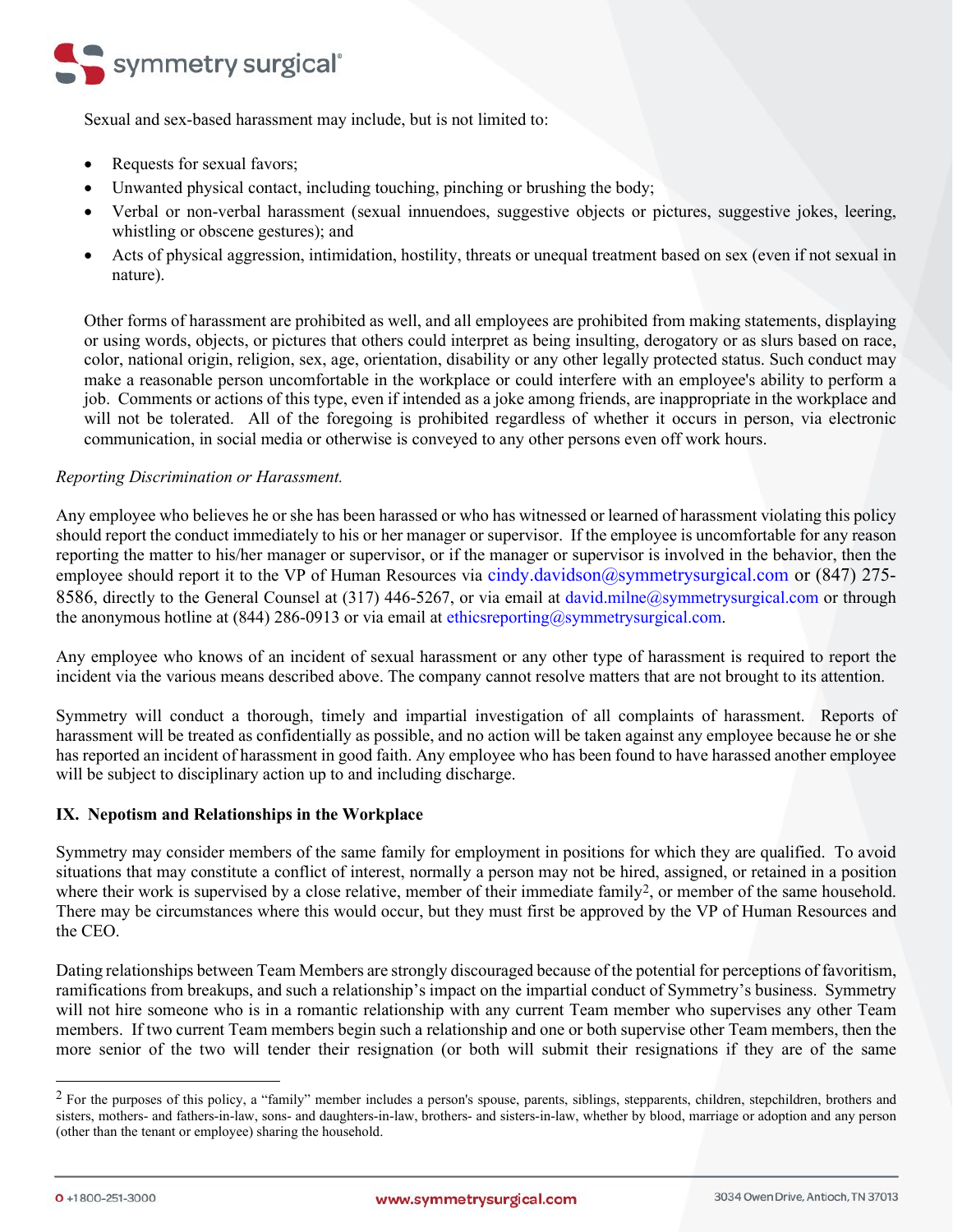Sexual and sex-based harassment may include, but is not limited to:

- Requests for sexual favors;
- Unwanted physical contact, including touching, pinching or brushing the body;
- Verbal or non-verbal harassment (sexual innuendoes, suggestive objects or pictures, suggestive jokes, leering, whistling or obscene gestures); and
- Acts of physical aggression, intimidation, hostility, threats or unequal treatment based on sex (even if not sexual in nature).

Other forms of harassment are prohibited as well, and all employees are prohibited from making statements, displaying or using words, objects, or pictures that others could interpret as being insulting, derogatory or as slurs based on race, color, national origin, religion, sex, age, orientation, disability or any other legally protected status. Such conduct may make a reasonable person uncomfortable in the workplace or could interfere with an employee's ability to perform a job. Comments or actions of this type, even if intended as a joke among friends, are inappropriate in the workplace and will not be tolerated. All of the foregoing is prohibited regardless of whether it occurs in person, via electronic communication, in social media or otherwise is conveyed to any other persons even off work hours.

*Reporting Discrimination or Harassment.*

Any employee who believes he or she has been harassed or who has witnessed or learned of harassment violating this policy should report the conduct immediately to his or her manager or supervisor. If the employee is uncomfortable for any reason reporting the matter to his/her manager or supervisor, or if the manager or supervisor is involved in the behavior, then the employee should report it to the VP of Human Resources via cindy.davidson@symmetrysurgical.com or (847) 275-8586, directly to the General Counsel at (317) 446-5267, or via email at david.milne@symmetrysurgical.com or through the anonymous hotline at (844) 286-0913 or via email at ethicsreporting@symmetrysurgical.com.

Any employee who knows of an incident of sexual harassment or any other type of harassment is required to report the incident via the various means described above. The company cannot resolve matters that are not brought to its attention.

Symmetry will conduct a thorough, timely and impartial investigation of all complaints of harassment. Reports of harassment will be treated as confidentially as possible, and no action will be taken against any employee because he or she has reported an incident of harassment in good faith. Any employee who has been found to have harassed another employee will be subject to disciplinary action up to and including discharge.

## IX. Nepotism and Relationships in the Workplace

Symmetry may consider members of the same family for employment in positions for which they are qualified. To avoid situations that may constitute a conflict of interest, normally a person may not be hired, assigned, or retained in a position where their work is supervised by a close relative, member of their immediate family[2], or member of the same household. There may be circumstances where this would occur, but they must first be approved by the VP of Human Resources and the CEO.

Dating relationships between Team Members are strongly discouraged because of the potential for perceptions of favoritism, ramifications from breakups, and such a relationship's impact on the impartial conduct of Symmetry's business. Symmetry will not hire someone who is in a romantic relationship with any current Team member who supervises any other Team members. If two current Team members begin such a relationship and one or both supervise other Team members, then the more senior of the two will tender their resignation (or both will submit their resignations if they are of the same

[2] For the purposes of this policy, a "family" member includes a person's spouse, parents, siblings, stepparents, children, stepchildren, brothers and sisters, mothers- and fathers-in-law, sons- and daughters-in-law, brothers- and sisters-in-law, whether by blood, marriage or adoption and any person (other than the tenant or employee) sharing the household.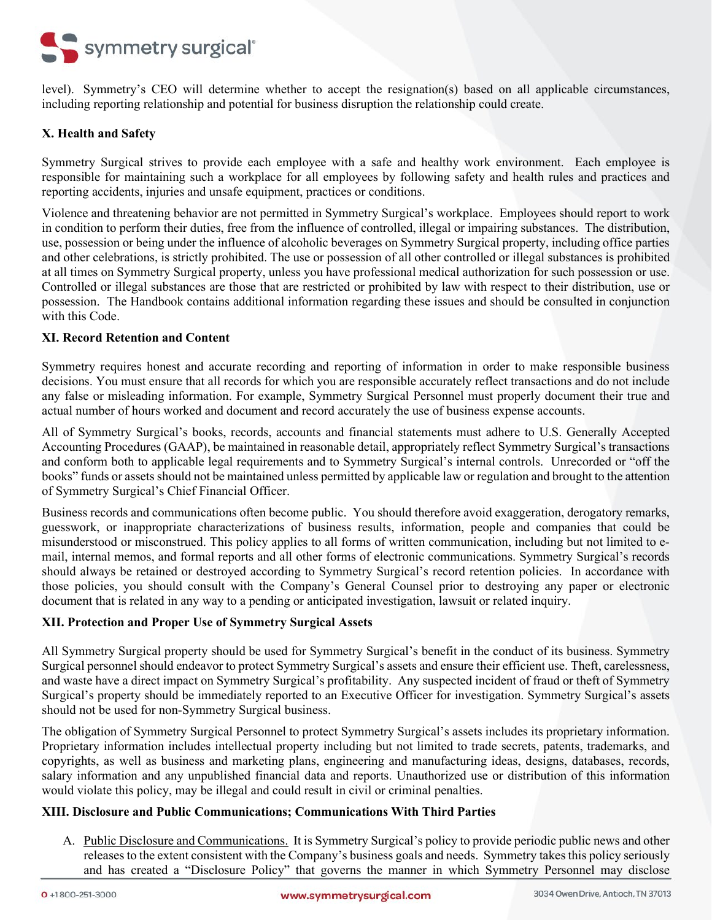level). Symmetry's CEO will determine whether to accept the resignation(s) based on all applicable circumstances, including reporting relationship and potential for business disruption the relationship could create.

**X. Health and Safety**

Symmetry Surgical strives to provide each employee with a safe and healthy work environment. Each employee is responsible for maintaining such a workplace for all employees by following safety and health rules and practices and reporting accidents, injuries and unsafe equipment, practices or conditions.

Violence and threatening behavior are not permitted in Symmetry Surgical's workplace. Employees should report to work in condition to perform their duties, free from the influence of controlled, illegal or impairing substances. The distribution, use, possession or being under the influence of alcoholic beverages on Symmetry Surgical property, including office parties and other celebrations, is strictly prohibited. The use or possession of all other controlled or illegal substances is prohibited at all times on Symmetry Surgical property, unless you have professional medical authorization for such possession or use. Controlled or illegal substances are those that are restricted or prohibited by law with respect to their distribution, use or possession. The Handbook contains additional information regarding these issues and should be consulted in conjunction with this Code.

**XI. Record Retention and Content**

Symmetry requires honest and accurate recording and reporting of information in order to make responsible business decisions. You must ensure that all records for which you are responsible accurately reflect transactions and do not include any false or misleading information. For example, Symmetry Surgical Personnel must properly document their true and actual number of hours worked and document and record accurately the use of business expense accounts.

All of Symmetry Surgical's books, records, accounts and financial statements must adhere to U.S. Generally Accepted Accounting Procedures (GAAP), be maintained in reasonable detail, appropriately reflect Symmetry Surgical's transactions and conform both to applicable legal requirements and to Symmetry Surgical's internal controls. Unrecorded or "off the books" funds or assets should not be maintained unless permitted by applicable law or regulation and brought to the attention of Symmetry Surgical's Chief Financial Officer.

Business records and communications often become public. You should therefore avoid exaggeration, derogatory remarks, guesswork, or inappropriate characterizations of business results, information, people and companies that could be misunderstood or misconstrued. This policy applies to all forms of written communication, including but not limited to e-mail, internal memos, and formal reports and all other forms of electronic communications. Symmetry Surgical's records should always be retained or destroyed according to Symmetry Surgical's record retention policies. In accordance with those policies, you should consult with the Company's General Counsel prior to destroying any paper or electronic document that is related in any way to a pending or anticipated investigation, lawsuit or related inquiry.

**XII. Protection and Proper Use of Symmetry Surgical Assets**

All Symmetry Surgical property should be used for Symmetry Surgical's benefit in the conduct of its business. Symmetry Surgical personnel should endeavor to protect Symmetry Surgical's assets and ensure their efficient use. Theft, carelessness, and waste have a direct impact on Symmetry Surgical's profitability. Any suspected incident of fraud or theft of Symmetry Surgical's property should be immediately reported to an Executive Officer for investigation. Symmetry Surgical's assets should not be used for non-Symmetry Surgical business.

The obligation of Symmetry Surgical Personnel to protect Symmetry Surgical's assets includes its proprietary information. Proprietary information includes intellectual property including but not limited to trade secrets, patents, trademarks, and copyrights, as well as business and marketing plans, engineering and manufacturing ideas, designs, databases, records, salary information and any unpublished financial data and reports. Unauthorized use or distribution of this information would violate this policy, may be illegal and could result in civil or criminal penalties.

**XIII. Disclosure and Public Communications; Communications With Third Parties**

A. Public Disclosure and Communications. It is Symmetry Surgical's policy to provide periodic public news and other releases to the extent consistent with the Company's business goals and needs. Symmetry takes this policy seriously and has created a "Disclosure Policy" that governs the manner in which Symmetry Personnel may disclose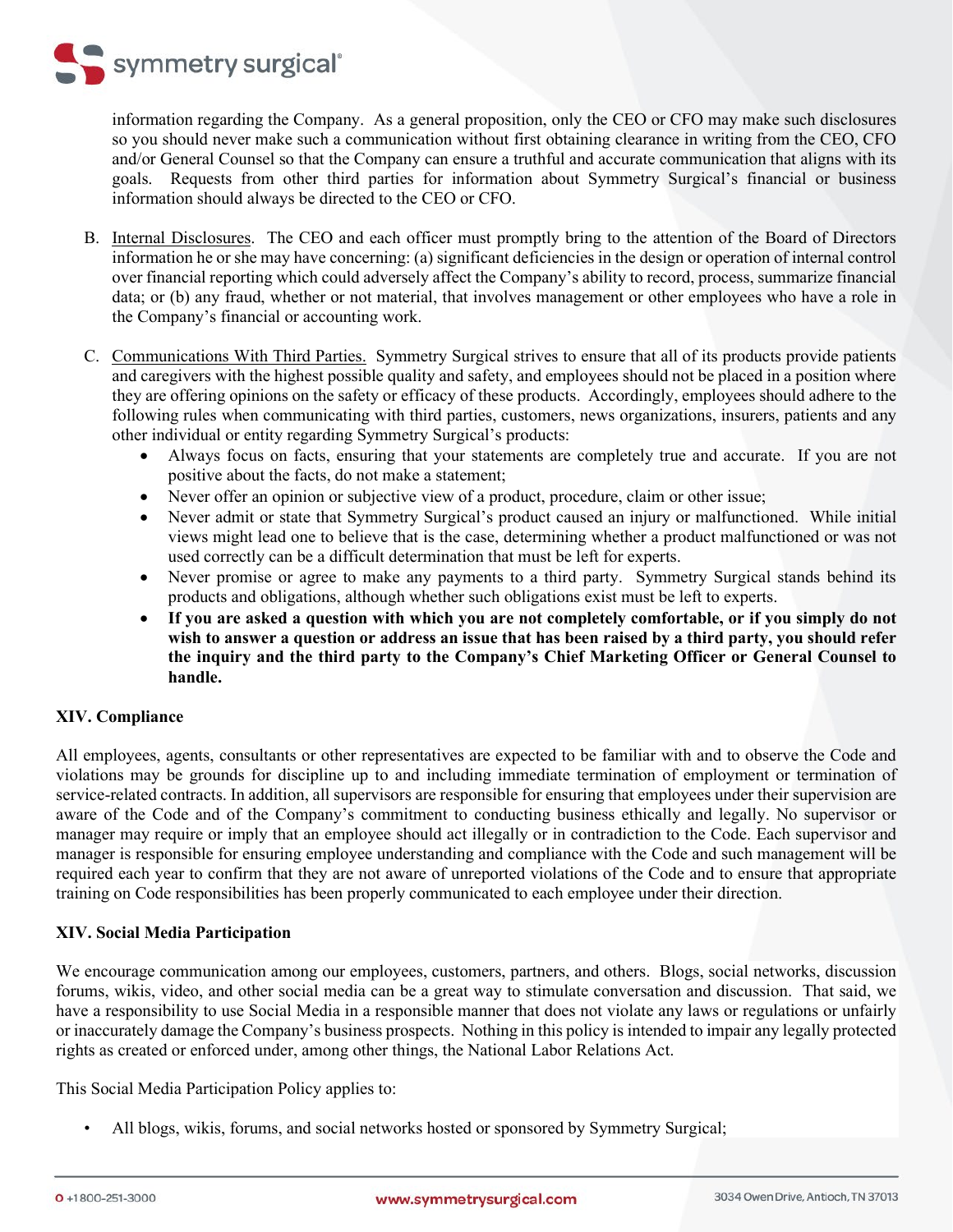information regarding the Company. As a general proposition, only the CEO or CFO may make such disclosures so you should never make such a communication without first obtaining clearance in writing from the CEO, CFO and/or General Counsel so that the Company can ensure a truthful and accurate communication that aligns with its goals. Requests from other third parties for information about Symmetry Surgical's financial or business information should always be directed to the CEO or CFO.

B. Internal Disclosures. The CEO and each officer must promptly bring to the attention of the Board of Directors information he or she may have concerning: (a) significant deficiencies in the design or operation of internal control over financial reporting which could adversely affect the Company's ability to record, process, summarize financial data; or (b) any fraud, whether or not material, that involves management or other employees who have a role in the Company's financial or accounting work.

C. Communications With Third Parties. Symmetry Surgical strives to ensure that all of its products provide patients and caregivers with the highest possible quality and safety, and employees should not be placed in a position where they are offering opinions on the safety or efficacy of these products. Accordingly, employees should adhere to the following rules when communicating with third parties, customers, news organizations, insurers, patients and any other individual or entity regarding Symmetry Surgical's products:

- Always focus on facts, ensuring that your statements are completely true and accurate. If you are not positive about the facts, do not make a statement;
- Never offer an opinion or subjective view of a product, procedure, claim or other issue;
- Never admit or state that Symmetry Surgical's product caused an injury or malfunctioned. While initial views might lead one to believe that is the case, determining whether a product malfunctioned or was not used correctly can be a difficult determination that must be left for experts.
- Never promise or agree to make any payments to a third party. Symmetry Surgical stands behind its products and obligations, although whether such obligations exist must be left to experts.
- **If you are asked a question with which you are not completely comfortable, or if you simply do not wish to answer a question or address an issue that has been raised by a third party, you should refer the inquiry and the third party to the Company's Chief Marketing Officer or General Counsel to handle.**

## XIV. Compliance

All employees, agents, consultants or other representatives are expected to be familiar with and to observe the Code and violations may be grounds for discipline up to and including immediate termination of employment or termination of service-related contracts. In addition, all supervisors are responsible for ensuring that employees under their supervision are aware of the Code and of the Company's commitment to conducting business ethically and legally. No supervisor or manager may require or imply that an employee should act illegally or in contradiction to the Code. Each supervisor and manager is responsible for ensuring employee understanding and compliance with the Code and such management will be required each year to confirm that they are not aware of unreported violations of the Code and to ensure that appropriate training on Code responsibilities has been properly communicated to each employee under their direction.

## XIV. Social Media Participation

We encourage communication among our employees, customers, partners, and others. Blogs, social networks, discussion forums, wikis, video, and other social media can be a great way to stimulate conversation and discussion. That said, we have a responsibility to use Social Media in a responsible manner that does not violate any laws or regulations or unfairly or inaccurately damage the Company's business prospects. Nothing in this policy is intended to impair any legally protected rights as created or enforced under, among other things, the National Labor Relations Act.

This Social Media Participation Policy applies to:

- All blogs, wikis, forums, and social networks hosted or sponsored by Symmetry Surgical;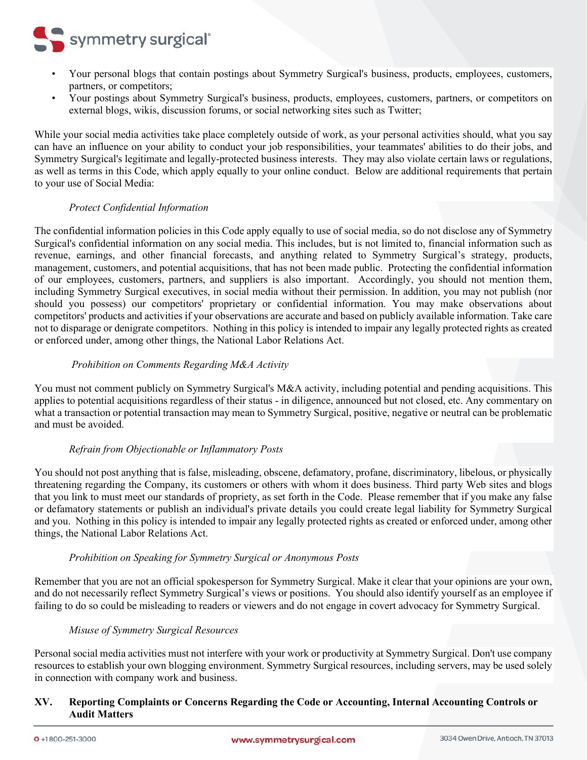- Your personal blogs that contain postings about Symmetry Surgical's business, products, employees, customers, partners, or competitors;
- Your postings about Symmetry Surgical's business, products, employees, customers, partners, or competitors on external blogs, wikis, discussion forums, or social networking sites such as Twitter;

While your social media activities take place completely outside of work, as your personal activities should, what you say can have an influence on your ability to conduct your job responsibilities, your teammates' abilities to do their jobs, and Symmetry Surgical's legitimate and legally-protected business interests. They may also violate certain laws or regulations, as well as terms in this Code, which apply equally to your online conduct. Below are additional requirements that pertain to your use of Social Media:

*Protect Confidential Information*

The confidential information policies in this Code apply equally to use of social media, so do not disclose any of Symmetry Surgical's confidential information on any social media. This includes, but is not limited to, financial information such as revenue, earnings, and other financial forecasts, and anything related to Symmetry Surgical's strategy, products, management, customers, and potential acquisitions, that has not been made public. Protecting the confidential information of our employees, customers, partners, and suppliers is also important. Accordingly, you should not mention them, including Symmetry Surgical executives, in social media without their permission. In addition, you may not publish (nor should you possess) our competitors' proprietary or confidential information. You may make observations about competitors' products and activities if your observations are accurate and based on publicly available information. Take care not to disparage or denigrate competitors. Nothing in this policy is intended to impair any legally protected rights as created or enforced under, among other things, the National Labor Relations Act.

*Prohibition on Comments Regarding M&A Activity*

You must not comment publicly on Symmetry Surgical's M&A activity, including potential and pending acquisitions. This applies to potential acquisitions regardless of their status - in diligence, announced but not closed, etc. Any commentary on what a transaction or potential transaction may mean to Symmetry Surgical, positive, negative or neutral can be problematic and must be avoided.

*Refrain from Objectionable or Inflammatory Posts*

You should not post anything that is false, misleading, obscene, defamatory, profane, discriminatory, libelous, or physically threatening regarding the Company, its customers or others with whom it does business. Third party Web sites and blogs that you link to must meet our standards of propriety, as set forth in the Code. Please remember that if you make any false or defamatory statements or publish an individual's private details you could create legal liability for Symmetry Surgical and you. Nothing in this policy is intended to impair any legally protected rights as created or enforced under, among other things, the National Labor Relations Act.

*Prohibition on Speaking for Symmetry Surgical or Anonymous Posts*

Remember that you are not an official spokesperson for Symmetry Surgical. Make it clear that your opinions are your own, and do not necessarily reflect Symmetry Surgical's views or positions. You should also identify yourself as an employee if failing to do so could be misleading to readers or viewers and do not engage in covert advocacy for Symmetry Surgical.

*Misuse of Symmetry Surgical Resources*

Personal social media activities must not interfere with your work or productivity at Symmetry Surgical. Don't use company resources to establish your own blogging environment. Symmetry Surgical resources, including servers, may be used solely in connection with company work and business.

## XV. Reporting Complaints or Concerns Regarding the Code or Accounting, Internal Accounting Controls or Audit Matters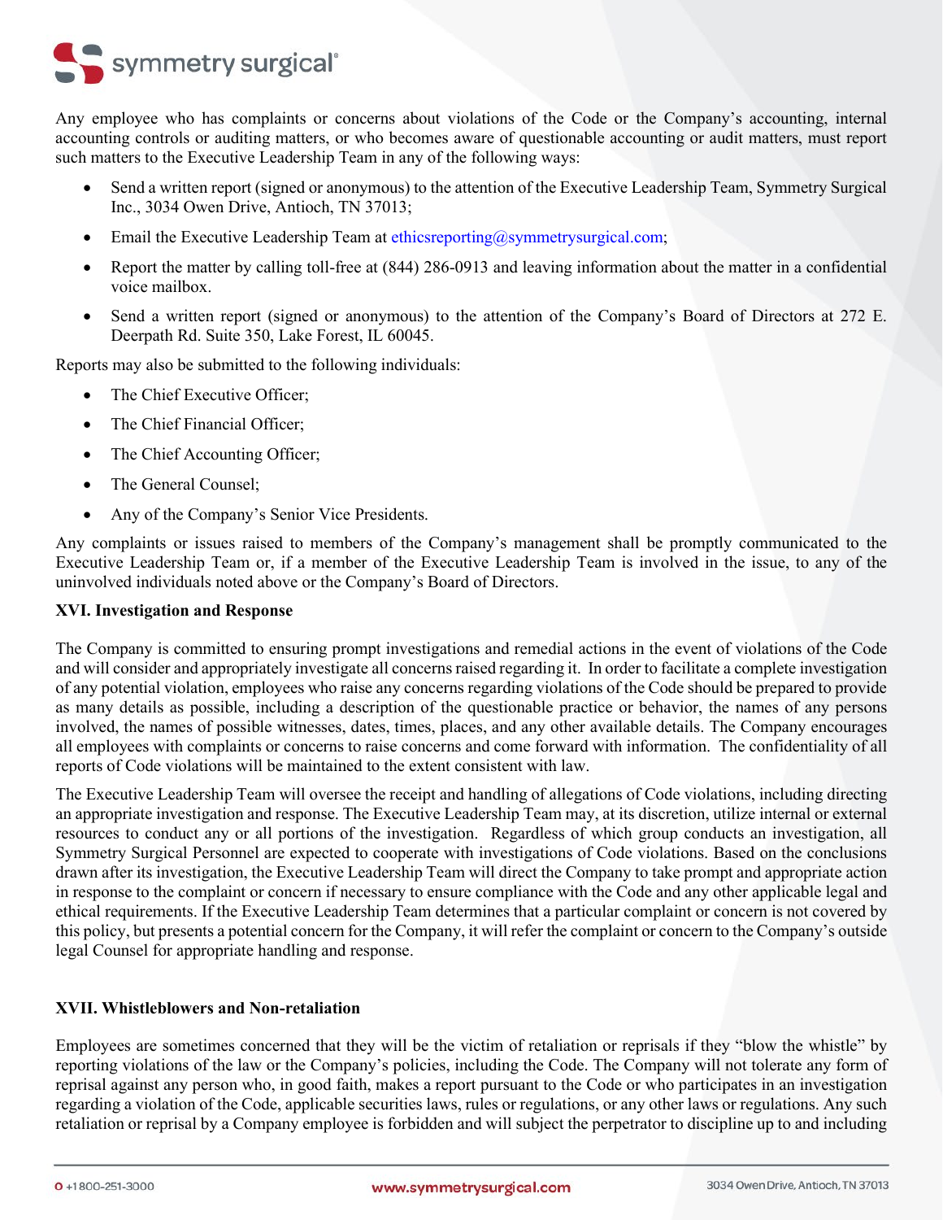Any employee who has complaints or concerns about violations of the Code or the Company's accounting, internal accounting controls or auditing matters, or who becomes aware of questionable accounting or audit matters, must report such matters to the Executive Leadership Team in any of the following ways:

- Send a written report (signed or anonymous) to the attention of the Executive Leadership Team, Symmetry Surgical Inc., 3034 Owen Drive, Antioch, TN 37013;
- Email the Executive Leadership Team at ethicsreporting@symmetrysurgical.com;
- Report the matter by calling toll-free at (844) 286-0913 and leaving information about the matter in a confidential voice mailbox.
- Send a written report (signed or anonymous) to the attention of the Company's Board of Directors at 272 E. Deerpath Rd. Suite 350, Lake Forest, IL 60045.

Reports may also be submitted to the following individuals:

- The Chief Executive Officer;
- The Chief Financial Officer;
- The Chief Accounting Officer;
- The General Counsel;
- Any of the Company's Senior Vice Presidents.

Any complaints or issues raised to members of the Company's management shall be promptly communicated to the Executive Leadership Team or, if a member of the Executive Leadership Team is involved in the issue, to any of the uninvolved individuals noted above or the Company's Board of Directors.

## XVI. Investigation and Response

The Company is committed to ensuring prompt investigations and remedial actions in the event of violations of the Code and will consider and appropriately investigate all concerns raised regarding it. In order to facilitate a complete investigation of any potential violation, employees who raise any concerns regarding violations of the Code should be prepared to provide as many details as possible, including a description of the questionable practice or behavior, the names of any persons involved, the names of possible witnesses, dates, times, places, and any other available details. The Company encourages all employees with complaints or concerns to raise concerns and come forward with information. The confidentiality of all reports of Code violations will be maintained to the extent consistent with law.

The Executive Leadership Team will oversee the receipt and handling of allegations of Code violations, including directing an appropriate investigation and response. The Executive Leadership Team may, at its discretion, utilize internal or external resources to conduct any or all portions of the investigation. Regardless of which group conducts an investigation, all Symmetry Surgical Personnel are expected to cooperate with investigations of Code violations. Based on the conclusions drawn after its investigation, the Executive Leadership Team will direct the Company to take prompt and appropriate action in response to the complaint or concern if necessary to ensure compliance with the Code and any other applicable legal and ethical requirements. If the Executive Leadership Team determines that a particular complaint or concern is not covered by this policy, but presents a potential concern for the Company, it will refer the complaint or concern to the Company's outside legal Counsel for appropriate handling and response.

## XVII. Whistleblowers and Non-retaliation

Employees are sometimes concerned that they will be the victim of retaliation or reprisals if they "blow the whistle" by reporting violations of the law or the Company's policies, including the Code. The Company will not tolerate any form of reprisal against any person who, in good faith, makes a report pursuant to the Code or who participates in an investigation regarding a violation of the Code, applicable securities laws, rules or regulations, or any other laws or regulations. Any such retaliation or reprisal by a Company employee is forbidden and will subject the perpetrator to discipline up to and including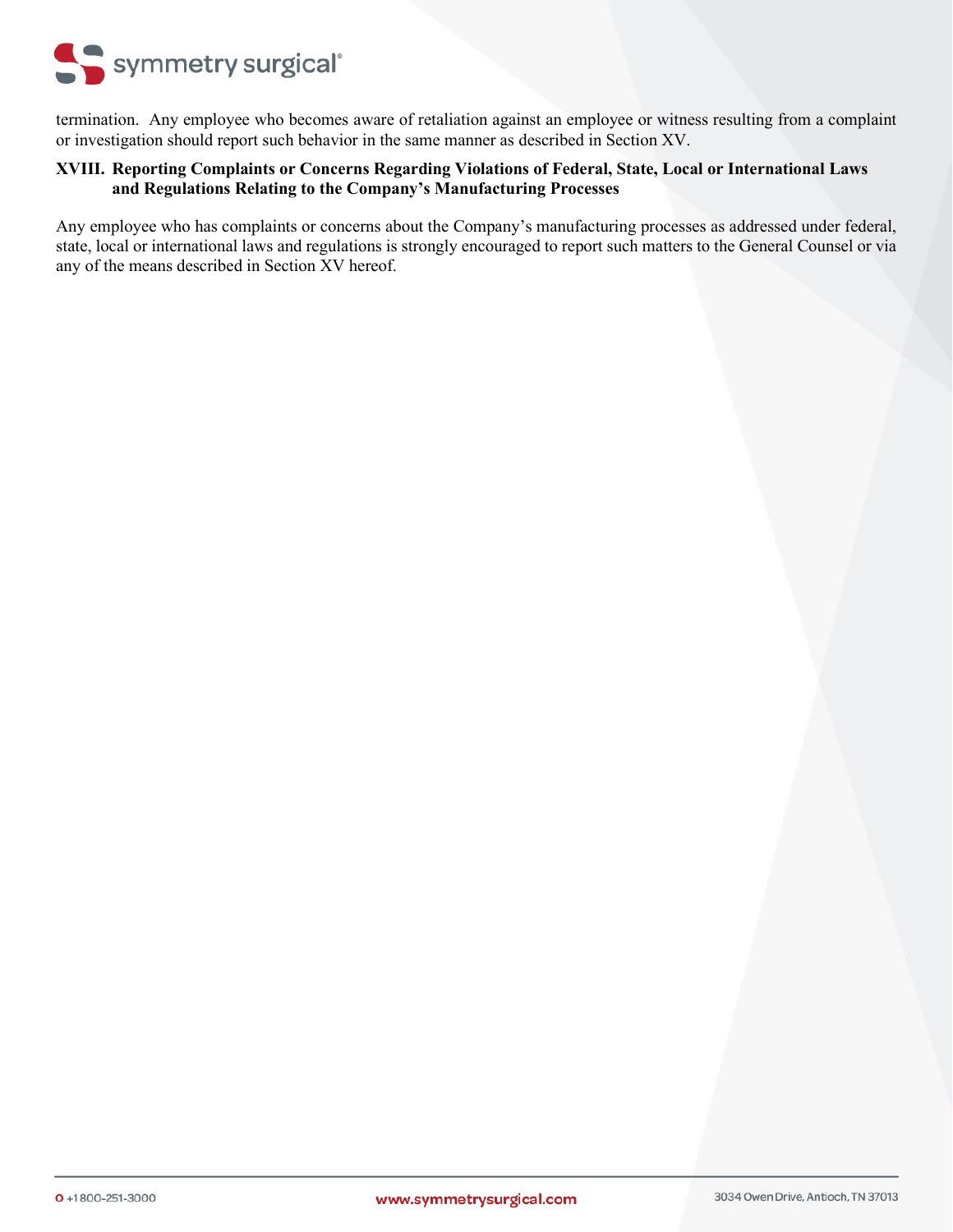termination. Any employee who becomes aware of retaliation against an employee or witness resulting from a complaint or investigation should report such behavior in the same manner as described in Section XV.

## XVIII. Reporting Complaints or Concerns Regarding Violations of Federal, State, Local or International Laws and Regulations Relating to the Company's Manufacturing Processes

Any employee who has complaints or concerns about the Company's manufacturing processes as addressed under federal, state, local or international laws and regulations is strongly encouraged to report such matters to the General Counsel or via any of the means described in Section XV hereof.